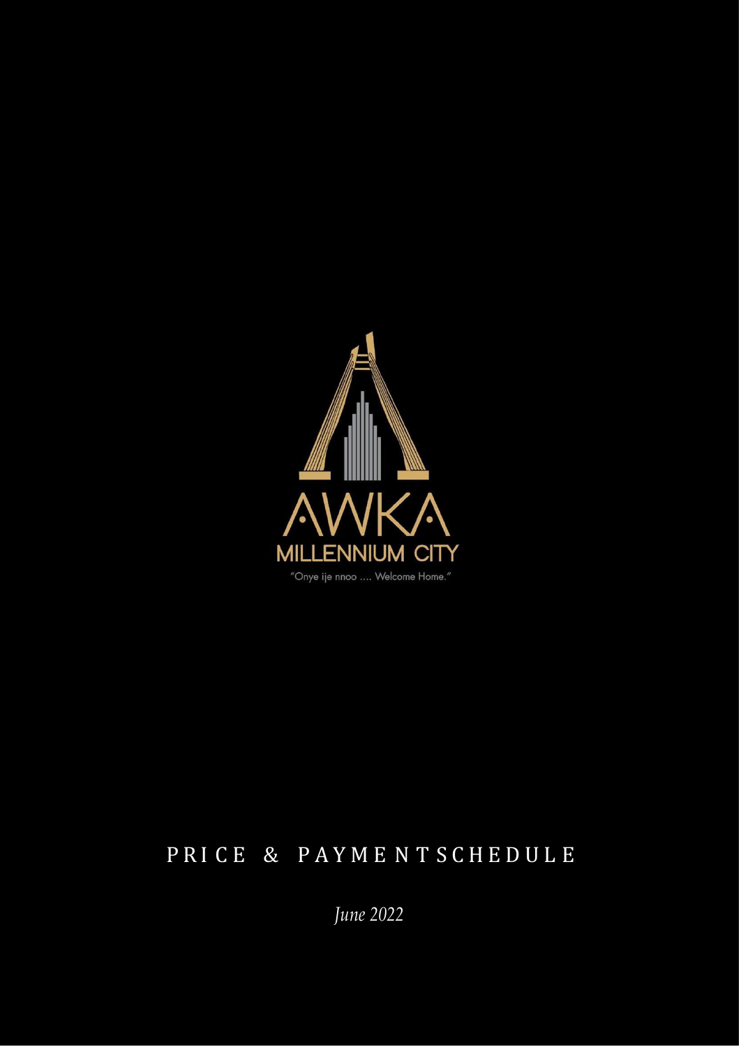AWKA

MILLENNIUM CITY

"Onye ije nnoo .... Welcome Home."

# PRICE & PAYMENT SCHEDULE

*June 2022*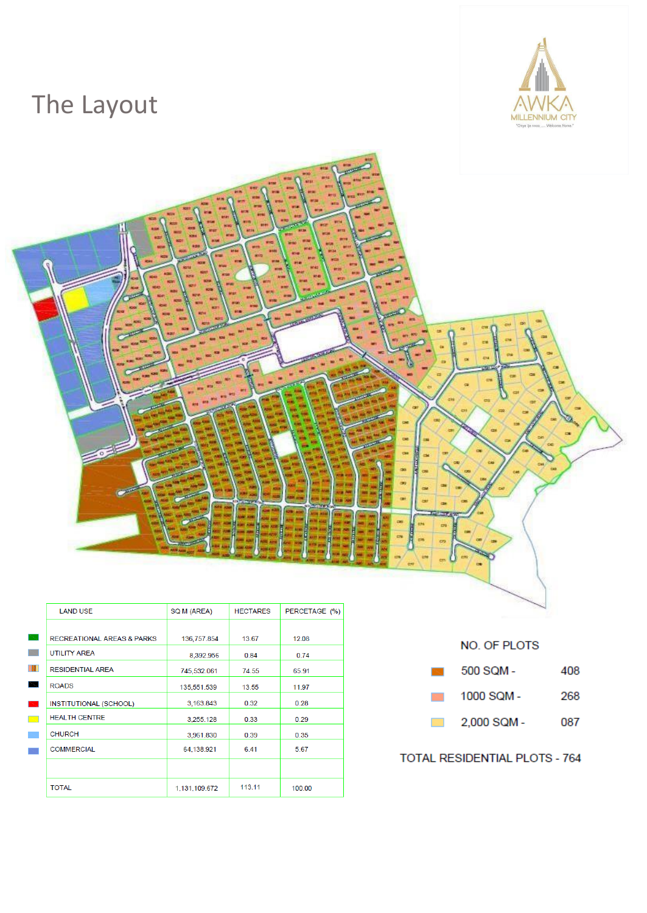# The Layout

| LAND USE | SQ M (AREA) | HECTARES | PERCETAGE (%) |
|---|---|---|---|
| RECREATIONAL AREAS & PARKS | 136,757.854 | 13.67 | 12.08 |
| UTILITY AREA | 8,392.956 | 0.84 | 0.74 |
| RESIDENTIAL AREA | 745,532.061 | 74.55 | 65.91 |
| ROADS | 135,551.539 | 13.55 | 11.97 |
| INSTITUTIONAL (SCHOOL) | 3,163.843 | 0.32 | 0.28 |
| HEALTH CENTRE | 3,255.128 | 0.33 | 0.29 |
| CHURCH | 3,961.830 | 0.39 | 0.35 |
| COMMERCIAL | 64,138.921 | 6.41 | 5.67 |
| | | | |
| TOTAL | 1,131,109.672 | 113.11 | 100.00 |

NO. OF PLOTS

| | |
|---|---|
| 500 SQM - | 408 |
| 1000 SQM - | 268 |
| 2,000 SQM - | 087 |

TOTAL RESIDENTIAL PLOTS - 764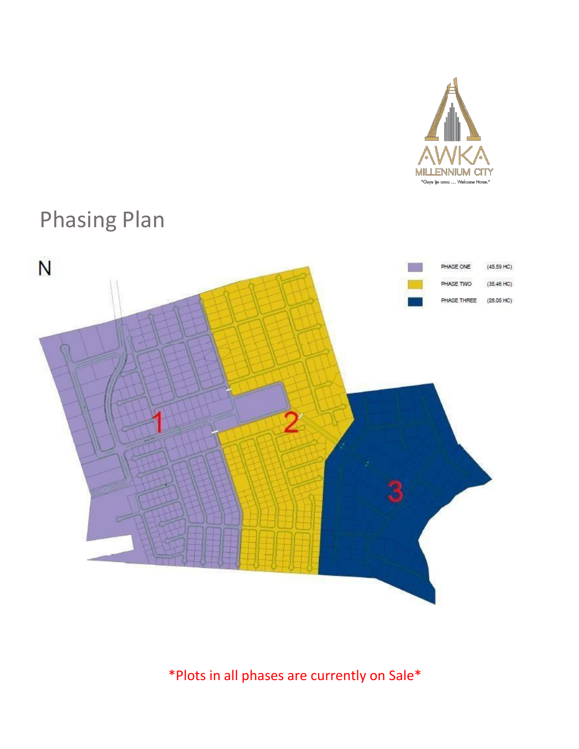# Phasing Plan

N

| | | |
|---|---|---|
| | PHASE ONE | (45.59 HC) |
| | PHASE TWO | (35.46 HC) |
| | PHASE THREE | (28.05 HC) |

1

2

3

*Plots in all phases are currently on Sale*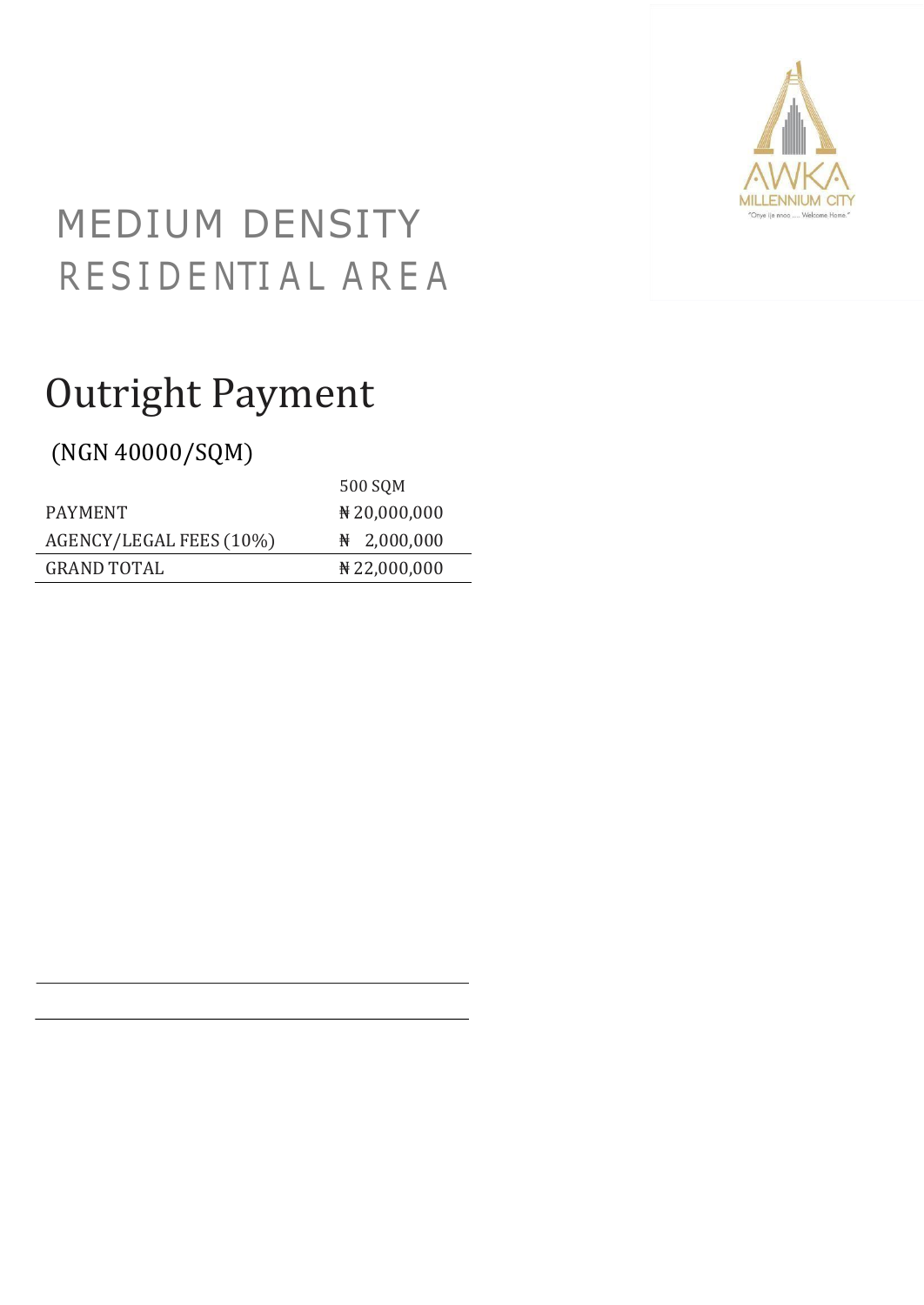# MEDIUM DENSITY RESIDENTIAL AREA

## Outright Payment

(NGN 40000/SQM)

| | 500 SQM |
|---|---|
| PAYMENT | ₦ 20,000,000 |
| AGENCY/LEGAL FEES (10%) | ₦ 2,000,000 |
| GRAND TOTAL | ₦ 22,000,000 |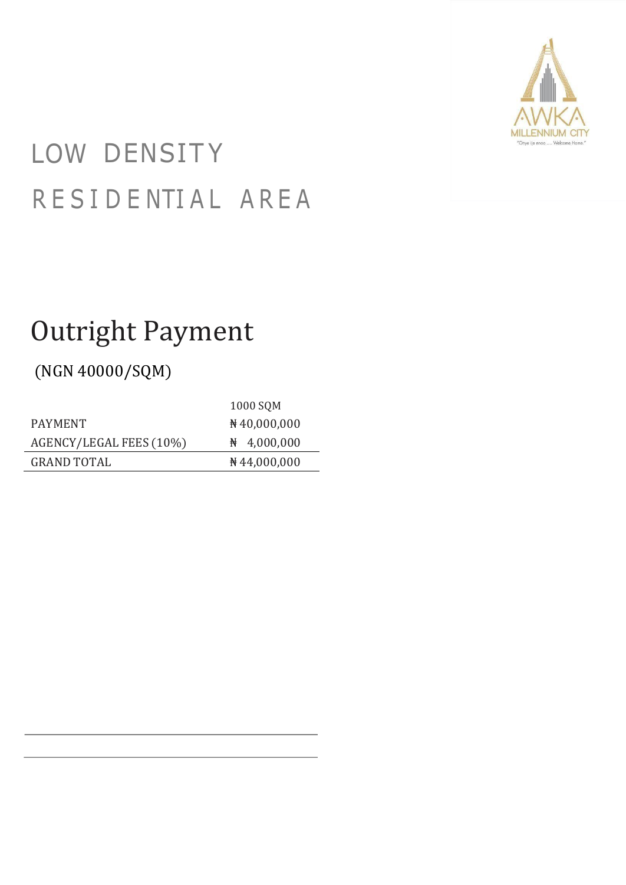# LOW DENSITY RESIDENTIAL AREA

## Outright Payment

(NGN 40000/SQM)

| | 1000 SQM |
|---|---|
| PAYMENT | ₦40,000,000 |
| AGENCY/LEGAL FEES (10%) | ₦ 4,000,000 |
| GRAND TOTAL | ₦44,000,000 |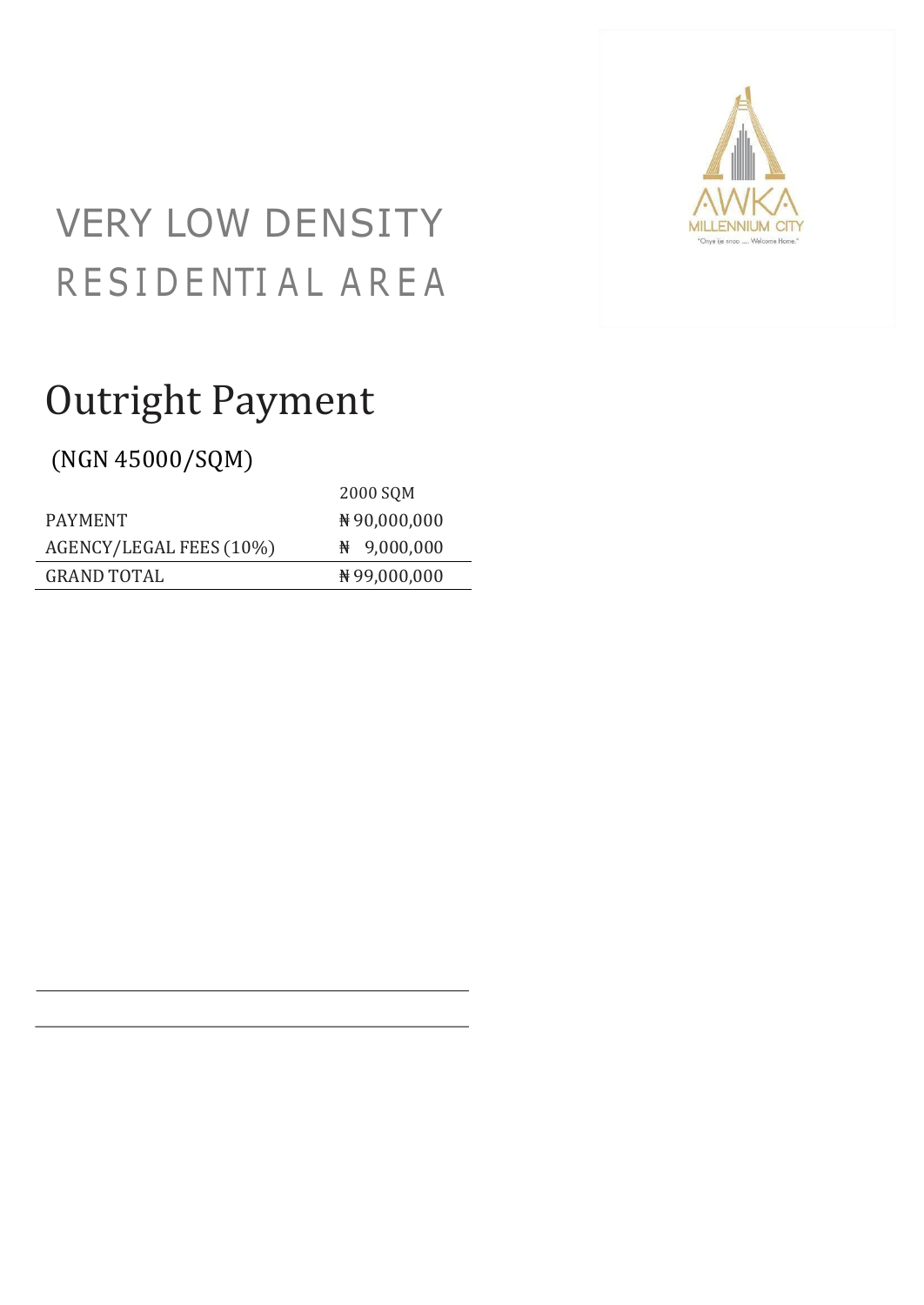# VERY LOW DENSITY RESIDENTIAL AREA

## Outright Payment

(NGN 45000/SQM)

| | 2000 SQM |
|---|---|
| PAYMENT | ₦90,000,000 |
| AGENCY/LEGAL FEES (10%) | ₦ 9,000,000 |
| GRAND TOTAL | ₦99,000,000 |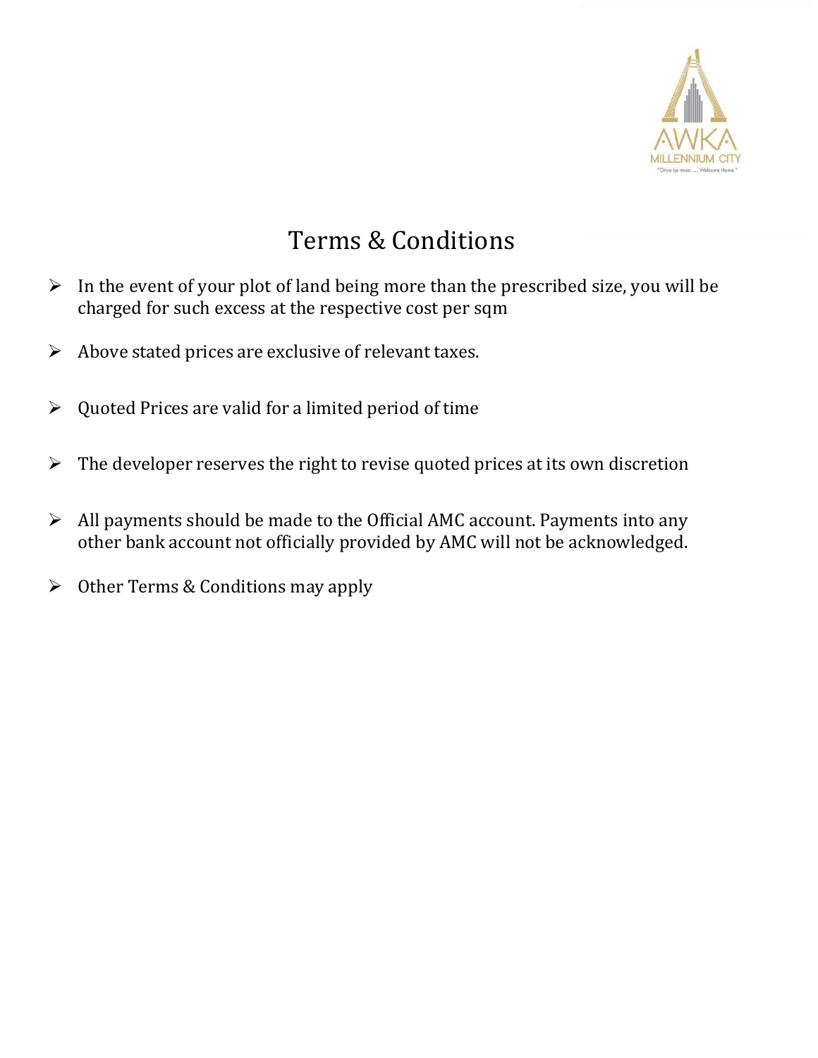# Terms & Conditions

- In the event of your plot of land being more than the prescribed size, you will be charged for such excess at the respective cost per sqm
- Above stated prices are exclusive of relevant taxes.
- Quoted Prices are valid for a limited period of time
- The developer reserves the right to revise quoted prices at its own discretion
- All payments should be made to the Official AMC account. Payments into any other bank account not officially provided by AMC will not be acknowledged.
- Other Terms & Conditions may apply